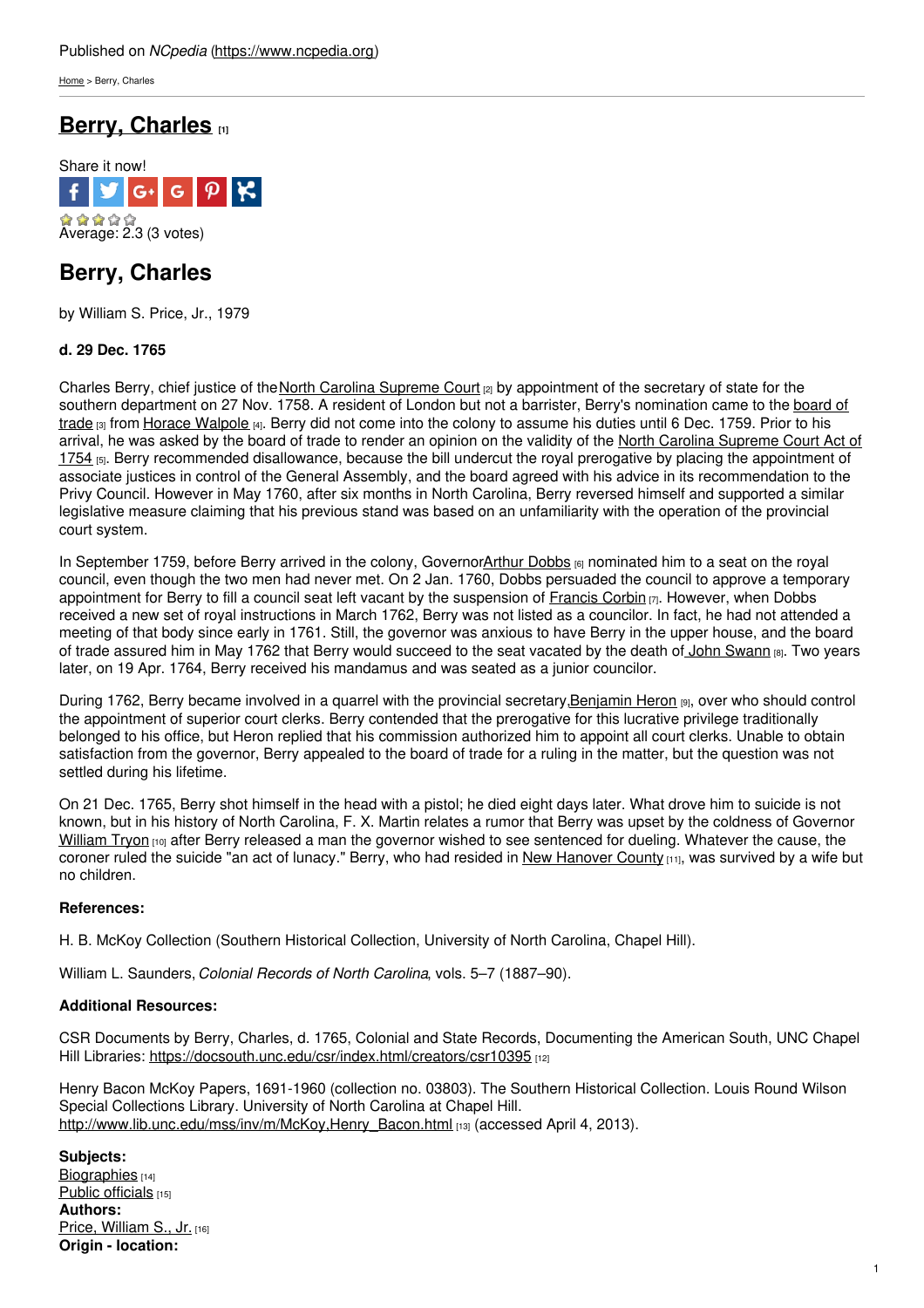Published on *NCpedia* (https://www.ncpedia.org)

Home > Berry, Charles

# Berry, Charles [1]

Share it now!

Average: 2.3 (3 votes)

## Berry, Charles

by William S. Price, Jr., 1979

**d. 29 Dec. 1765**

Charles Berry, chief justice of the North Carolina Supreme Court [2] by appointment of the secretary of state for the southern department on 27 Nov. 1758. A resident of London but not a barrister, Berry's nomination came to the board of trade [3] from Horace Walpole [4]. Berry did not come into the colony to assume his duties until 6 Dec. 1759. Prior to his arrival, he was asked by the board of trade to render an opinion on the validity of the North Carolina Supreme Court Act of 1754 [5]. Berry recommended disallowance, because the bill undercut the royal prerogative by placing the appointment of associate justices in control of the General Assembly, and the board agreed with his advice in its recommendation to the Privy Council. However in May 1760, after six months in North Carolina, Berry reversed himself and supported a similar legislative measure claiming that his previous stand was based on an unfamiliarity with the operation of the provincial court system.

In September 1759, before Berry arrived in the colony, Governor Arthur Dobbs [6] nominated him to a seat on the royal council, even though the two men had never met. On 2 Jan. 1760, Dobbs persuaded the council to approve a temporary appointment for Berry to fill a council seat left vacant by the suspension of Francis Corbin [7]. However, when Dobbs received a new set of royal instructions in March 1762, Berry was not listed as a councilor. In fact, he had not attended a meeting of that body since early in 1761. Still, the governor was anxious to have Berry in the upper house, and the board of trade assured him in May 1762 that Berry would succeed to the seat vacated by the death of John Swann [8]. Two years later, on 19 Apr. 1764, Berry received his mandamus and was seated as a junior councilor.

During 1762, Berry became involved in a quarrel with the provincial secretary, Benjamin Heron [9], over who should control the appointment of superior court clerks. Berry contended that the prerogative for this lucrative privilege traditionally belonged to his office, but Heron replied that his commission authorized him to appoint all court clerks. Unable to obtain satisfaction from the governor, Berry appealed to the board of trade for a ruling in the matter, but the question was not settled during his lifetime.

On 21 Dec. 1765, Berry shot himself in the head with a pistol; he died eight days later. What drove him to suicide is not known, but in his history of North Carolina, F. X. Martin relates a rumor that Berry was upset by the coldness of Governor William Tryon [10] after Berry released a man the governor wished to see sentenced for dueling. Whatever the cause, the coroner ruled the suicide "an act of lunacy." Berry, who had resided in New Hanover County [11], was survived by a wife but no children.

**References:**

H. B. McKoy Collection (Southern Historical Collection, University of North Carolina, Chapel Hill).

William L. Saunders, *Colonial Records of North Carolina*, vols. 5–7 (1887–90).

**Additional Resources:**

CSR Documents by Berry, Charles, d. 1765, Colonial and State Records, Documenting the American South, UNC Chapel Hill Libraries: https://docsouth.unc.edu/csr/index.html/creators/csr10395 [12]

Henry Bacon McKoy Papers, 1691-1960 (collection no. 03803). The Southern Historical Collection. Louis Round Wilson Special Collections Library. University of North Carolina at Chapel Hill. http://www.lib.unc.edu/mss/inv/m/McKoy,Henry_Bacon.html [13] (accessed April 4, 2013).

**Subjects:**
Biographies [14]
Public officials [15]
**Authors:**
Price, William S., Jr. [16]
**Origin - location:**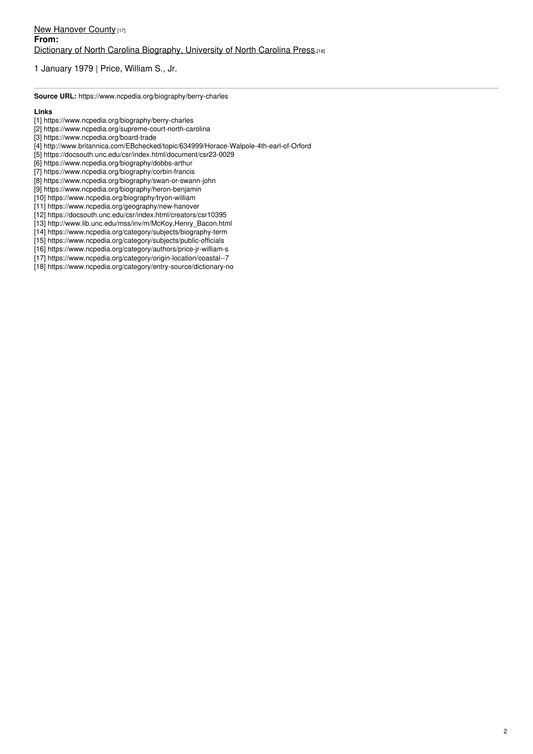New Hanover County [17]

**From:**

Dictionary of North Carolina Biography, University of North Carolina Press.[18]

1 January 1979 | Price, William S., Jr.

---

**Source URL:** https://www.ncpedia.org/biography/berry-charles

**Links**

[1] https://www.ncpedia.org/biography/berry-charles
[2] https://www.ncpedia.org/supreme-court-north-carolina
[3] https://www.ncpedia.org/board-trade
[4] http://www.britannica.com/EBchecked/topic/634999/Horace-Walpole-4th-earl-of-Orford
[5] https://docsouth.unc.edu/csr/index.html/document/csr23-0029
[6] https://www.ncpedia.org/biography/dobbs-arthur
[7] https://www.ncpedia.org/biography/corbin-francis
[8] https://www.ncpedia.org/biography/swan-or-swann-john
[9] https://www.ncpedia.org/biography/heron-benjamin
[10] https://www.ncpedia.org/biography/tryon-william
[11] https://www.ncpedia.org/geography/new-hanover
[12] https://docsouth.unc.edu/csr/index.html/creators/csr10395
[13] http://www.lib.unc.edu/mss/inv/m/McKoy,Henry_Bacon.html
[14] https://www.ncpedia.org/category/subjects/biography-term
[15] https://www.ncpedia.org/category/subjects/public-officials
[16] https://www.ncpedia.org/category/authors/price-jr-william-s
[17] https://www.ncpedia.org/category/origin-location/coastal--7
[18] https://www.ncpedia.org/category/entry-source/dictionary-no